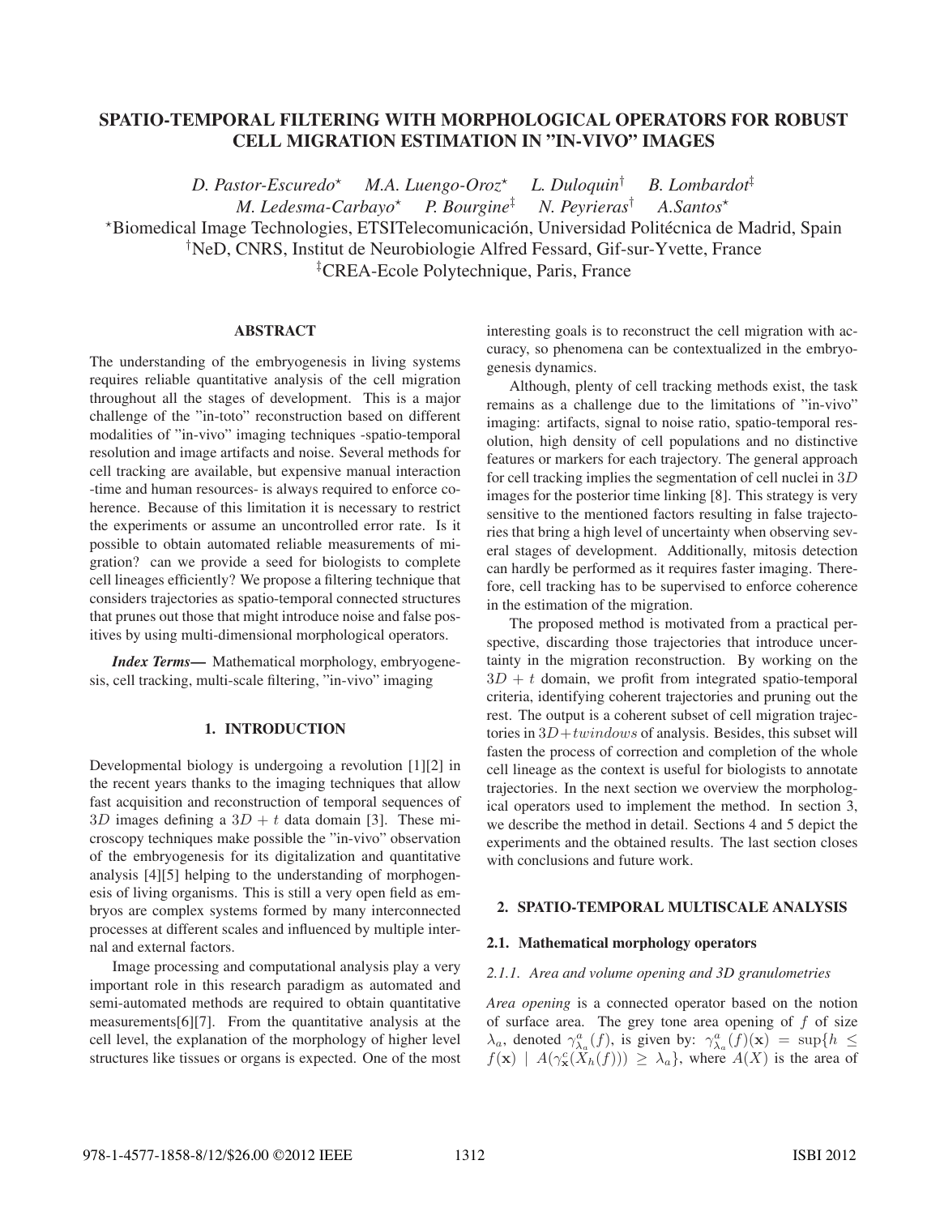# SPATIO-TEMPORAL FILTERING WITH MORPHOLOGICAL OPERATORS FOR ROBUST CELL MIGRATION ESTIMATION IN "IN-VIVO" IMAGES

*D. Pastor-Escuredo*[⋆] *M.A. Luengo-Oroz*[⋆] *L. Duloquin*[†] *B. Lombardot*[‡] *M. Ledesma-Carbayo*[⋆] *P. Bourgine*[‡] *N. Peyrieras*[†] *A.Santos*[⋆]

[⋆]Biomedical Image Technologies, ETSITelecomunicación, Universidad Politécnica de Madrid, Spain
[†]NeD, CNRS, Institut de Neurobiologie Alfred Fessard, Gif-sur-Yvette, France
[‡]CREA-Ecole Polytechnique, Paris, France

## ABSTRACT

The understanding of the embryogenesis in living systems requires reliable quantitative analysis of the cell migration throughout all the stages of development. This is a major challenge of the "in-toto" reconstruction based on different modalities of "in-vivo" imaging techniques -spatio-temporal resolution and image artifacts and noise. Several methods for cell tracking are available, but expensive manual interaction -time and human resources- is always required to enforce coherence. Because of this limitation it is necessary to restrict the experiments or assume an uncontrolled error rate. Is it possible to obtain automated reliable measurements of migration? can we provide a seed for biologists to complete cell lineages efficiently? We propose a filtering technique that considers trajectories as spatio-temporal connected structures that prunes out those that might introduce noise and false positives by using multi-dimensional morphological operators.

***Index Terms*—** Mathematical morphology, embryogenesis, cell tracking, multi-scale filtering, "in-vivo" imaging

## 1. INTRODUCTION

Developmental biology is undergoing a revolution [1][2] in the recent years thanks to the imaging techniques that allow fast acquisition and reconstruction of temporal sequences of $3D$ images defining a $3D + t$ data domain [3]. These microscopy techniques make possible the "in-vivo" observation of the embryogenesis for its digitalization and quantitative analysis [4][5] helping to the understanding of morphogenesis of living organisms. This is still a very open field as embryos are complex systems formed by many interconnected processes at different scales and influenced by multiple internal and external factors.

Image processing and computational analysis play a very important role in this research paradigm as automated and semi-automated methods are required to obtain quantitative measurements[6][7]. From the quantitative analysis at the cell level, the explanation of the morphology of higher level structures like tissues or organs is expected. One of the most interesting goals is to reconstruct the cell migration with accuracy, so phenomena can be contextualized in the embryogenesis dynamics.

Although, plenty of cell tracking methods exist, the task remains as a challenge due to the limitations of "in-vivo" imaging: artifacts, signal to noise ratio, spatio-temporal resolution, high density of cell populations and no distinctive features or markers for each trajectory. The general approach for cell tracking implies the segmentation of cell nuclei in $3D$ images for the posterior time linking [8]. This strategy is very sensitive to the mentioned factors resulting in false trajectories that bring a high level of uncertainty when observing several stages of development. Additionally, mitosis detection can hardly be performed as it requires faster imaging. Therefore, cell tracking has to be supervised to enforce coherence in the estimation of the migration.

The proposed method is motivated from a practical perspective, discarding those trajectories that introduce uncertainty in the migration reconstruction. By working on the $3D + t$ domain, we profit from integrated spatio-temporal criteria, identifying coherent trajectories and pruning out the rest. The output is a coherent subset of cell migration trajectories in $3D + twindows$ of analysis. Besides, this subset will fasten the process of correction and completion of the whole cell lineage as the context is useful for biologists to annotate trajectories. In the next section we overview the morphological operators used to implement the method. In section 3, we describe the method in detail. Sections 4 and 5 depict the experiments and the obtained results. The last section closes with conclusions and future work.

## 2. SPATIO-TEMPORAL MULTISCALE ANALYSIS

### 2.1. Mathematical morphology operators

#### *2.1.1. Area and volume opening and 3D granulometries*

*Area opening* is a connected operator based on the notion of surface area. The grey tone area opening of $f$ of size $\lambda_a$, denoted $\gamma^a_{\lambda_a}(f)$, is given by: $\gamma^a_{\lambda_a}(f)(\mathbf{x}) = \sup\{h \leq f(\mathbf{x}) \mid A(\gamma^c_{\mathbf{x}}(X_h(f))) \geq \lambda_a\}$, where $A(X)$ is the area of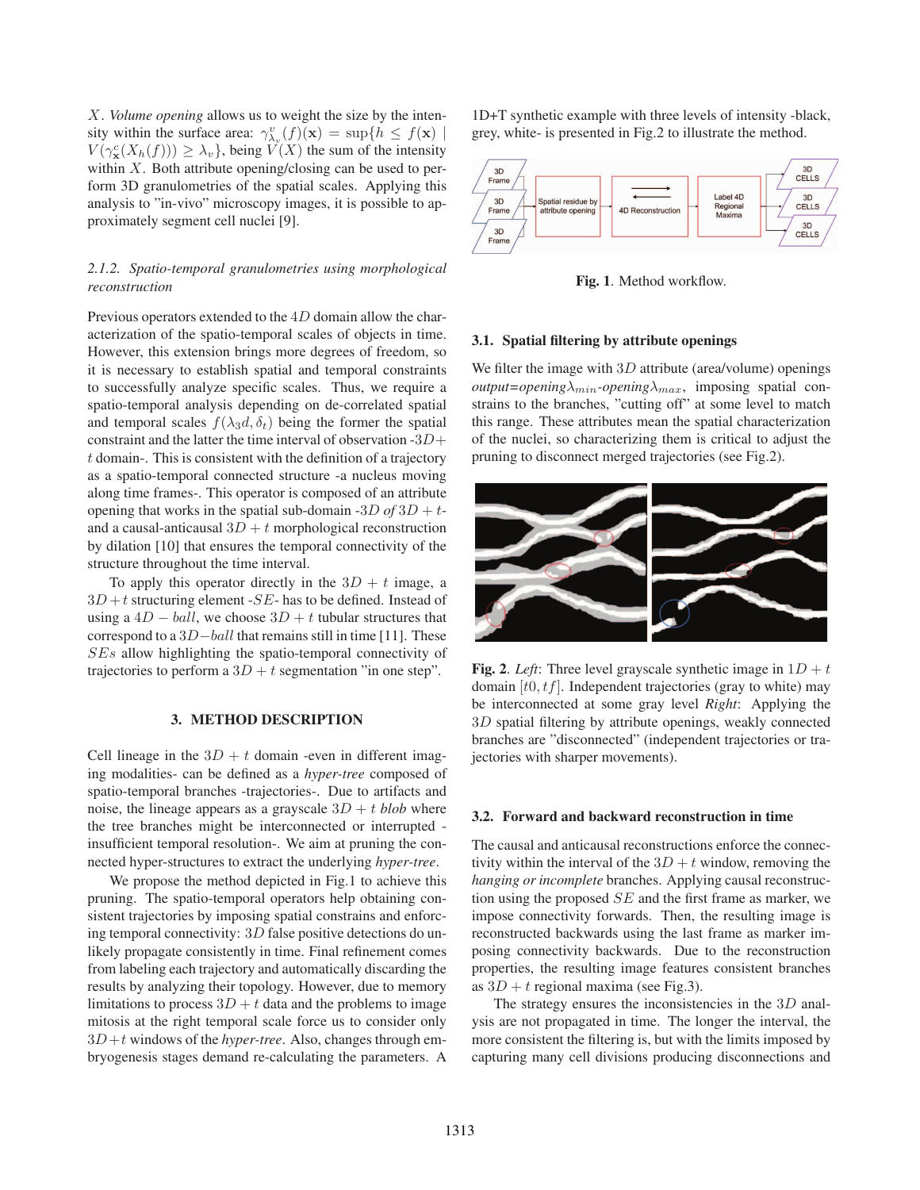$X$. *Volume opening* allows us to weight the size by the intensity within the surface area: $\gamma^v_{\lambda_v}(f)(\mathbf{x}) = \sup\{h \leq f(\mathbf{x}) \mid V(\gamma^c_{\mathbf{x}}(X_h(f))) \geq \lambda_v\}$, being $V(X)$ the sum of the intensity within $X$. Both attribute opening/closing can be used to perform 3D granulometries of the spatial scales. Applying this analysis to "in-vivo" microscopy images, it is possible to approximately segment cell nuclei [9].

#### 2.1.2. Spatio-temporal granulometries using morphological reconstruction

Previous operators extended to the $4D$ domain allow the characterization of the spatio-temporal scales of objects in time. However, this extension brings more degrees of freedom, so it is necessary to establish spatial and temporal constraints to successfully analyze specific scales. Thus, we require a spatio-temporal analysis depending on de-correlated spatial and temporal scales $f(\lambda_3 d, \delta_t)$ being the former the spatial constraint and the latter the time interval of observation -$3D+t$ domain-. This is consistent with the definition of a trajectory as a spatio-temporal connected structure -a nucleus moving along time frames-. This operator is composed of an attribute opening that works in the spatial sub-domain -$3D$ *of* $3D+t$- and a causal-anticausal $3D+t$ morphological reconstruction by dilation [10] that ensures the temporal connectivity of the structure throughout the time interval.

To apply this operator directly in the $3D+t$ image, a $3D+t$ structuring element -$SE$- has to be defined. Instead of using a $4D-ball$, we choose $3D+t$ tubular structures that correspond to a $3D-ball$ that remains still in time [11]. These $SEs$ allow highlighting the spatio-temporal connectivity of trajectories to perform a $3D+t$ segmentation "in one step".

## 3. METHOD DESCRIPTION

Cell lineage in the $3D+t$ domain -even in different imaging modalities- can be defined as a *hyper-tree* composed of spatio-temporal branches -trajectories-. Due to artifacts and noise, the lineage appears as a grayscale $3D+t$ *blob* where the tree branches might be interconnected or interrupted -insufficient temporal resolution-. We aim at pruning the connected hyper-structures to extract the underlying *hyper-tree*.

We propose the method depicted in Fig.1 to achieve this pruning. The spatio-temporal operators help obtaining consistent trajectories by imposing spatial constrains and enforcing temporal connectivity: $3D$ false positive detections do unlikely propagate consistently in time. Final refinement comes from labeling each trajectory and automatically discarding the results by analyzing their topology. However, due to memory limitations to process $3D+t$ data and the problems to image mitosis at the right temporal scale force us to consider only $3D+t$ windows of the *hyper-tree*. Also, changes through embryogenesis stages demand re-calculating the parameters. A 1D+T synthetic example with three levels of intensity -black, grey, white- is presented in Fig.2 to illustrate the method.

**Fig. 1**. Method workflow.

### 3.1. Spatial filtering by attribute openings

We filter the image with $3D$ attribute (area/volume) openings *output=opening*$\lambda_{min}$-*opening*$\lambda_{max}$, imposing spatial constrains to the branches, "cutting off" at some level to match this range. These attributes mean the spatial characterization of the nuclei, so characterizing them is critical to adjust the pruning to disconnect merged trajectories (see Fig.2).

**Fig. 2**. *Left*: Three level grayscale synthetic image in $1D+t$ domain $[t0, tf]$. Independent trajectories (gray to white) may be interconnected at some gray level *Right*: Applying the $3D$ spatial filtering by attribute openings, weakly connected branches are "disconnected" (independent trajectories or trajectories with sharper movements).

### 3.2. Forward and backward reconstruction in time

The causal and anticausal reconstructions enforce the connectivity within the interval of the $3D+t$ window, removing the *hanging or incomplete* branches. Applying causal reconstruction using the proposed $SE$ and the first frame as marker, we impose connectivity forwards. Then, the resulting image is reconstructed backwards using the last frame as marker imposing connectivity backwards. Due to the reconstruction properties, the resulting image features consistent branches as $3D+t$ regional maxima (see Fig.3).

The strategy ensures the inconsistencies in the $3D$ analysis are not propagated in time. The longer the interval, the more consistent the filtering is, but with the limits imposed by capturing many cell divisions producing disconnections and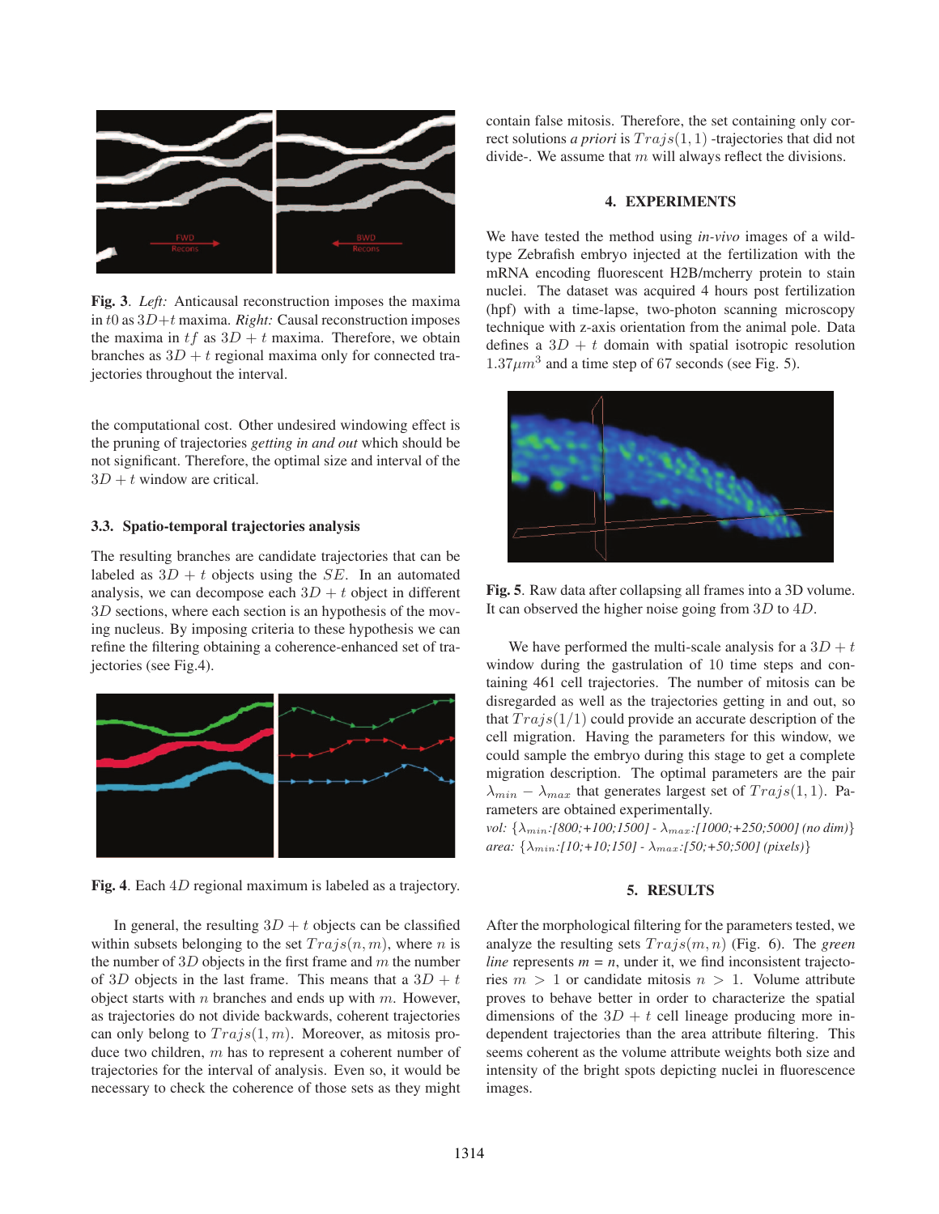**Fig. 3**. *Left:* Anticausal reconstruction imposes the maxima in $t0$ as $3D+t$ maxima. *Right:* Causal reconstruction imposes the maxima in $tf$ as $3D+t$ maxima. Therefore, we obtain branches as $3D+t$ regional maxima only for connected trajectories throughout the interval.

the computational cost. Other undesired windowing effect is the pruning of trajectories *getting in and out* which should be not significant. Therefore, the optimal size and interval of the $3D+t$ window are critical.

### 3.3. Spatio-temporal trajectories analysis

The resulting branches are candidate trajectories that can be labeled as $3D+t$ objects using the $SE$. In an automated analysis, we can decompose each $3D+t$ object in different $3D$ sections, where each section is an hypothesis of the moving nucleus. By imposing criteria to these hypothesis we can refine the filtering obtaining a coherence-enhanced set of trajectories (see Fig.4).

**Fig. 4**. Each $4D$ regional maximum is labeled as a trajectory.

In general, the resulting $3D+t$ objects can be classified within subsets belonging to the set $Trajs(n, m)$, where $n$ is the number of $3D$ objects in the first frame and $m$ the number of $3D$ objects in the last frame. This means that a $3D+t$ object starts with $n$ branches and ends up with $m$. However, as trajectories do not divide backwards, coherent trajectories can only belong to $Trajs(1, m)$. Moreover, as mitosis produce two children, $m$ has to represent a coherent number of trajectories for the interval of analysis. Even so, it would be necessary to check the coherence of those sets as they might contain false mitosis. Therefore, the set containing only correct solutions *a priori* is $Trajs(1, 1)$ -trajectories that did not divide-. We assume that $m$ will always reflect the divisions.

## 4. EXPERIMENTS

We have tested the method using *in-vivo* images of a wild-type Zebrafish embryo injected at the fertilization with the mRNA encoding fluorescent H2B/mcherry protein to stain nuclei. The dataset was acquired 4 hours post fertilization (hpf) with a time-lapse, two-photon scanning microscopy technique with z-axis orientation from the animal pole. Data defines a $3D+t$ domain with spatial isotropic resolution $1.37\mu m^3$ and a time step of 67 seconds (see Fig. 5).

**Fig. 5**. Raw data after collapsing all frames into a 3D volume. It can observed the higher noise going from $3D$ to $4D$.

We have performed the multi-scale analysis for a $3D+t$ window during the gastrulation of 10 time steps and containing 461 cell trajectories. The number of mitosis can be disregarded as well as the trajectories getting in and out, so that $Trajs(1/1)$ could provide an accurate description of the cell migration. Having the parameters for this window, we could sample the embryo during this stage to get a complete migration description. The optimal parameters are the pair $\lambda_{min} - \lambda_{max}$ that generates largest set of $Trajs(1, 1)$. Parameters are obtained experimentally.

*vol:* $\{\lambda_{min}$*:[800;+100;1500] -* $\lambda_{max}$*:[1000;+250;5000] (no dim)*$\}$
*area:* $\{\lambda_{min}$*:[10;+10;150] -* $\lambda_{max}$*:[50;+50;500] (pixels)*$\}$

## 5. RESULTS

After the morphological filtering for the parameters tested, we analyze the resulting sets $Trajs(m, n)$ (Fig. 6). The *green line* represents *m = n*, under it, we find inconsistent trajectories $m > 1$ or candidate mitosis $n > 1$. Volume attribute proves to behave better in order to characterize the spatial dimensions of the $3D+t$ cell lineage producing more independent trajectories than the area attribute filtering. This seems coherent as the volume attribute weights both size and intensity of the bright spots depicting nuclei in fluorescence images.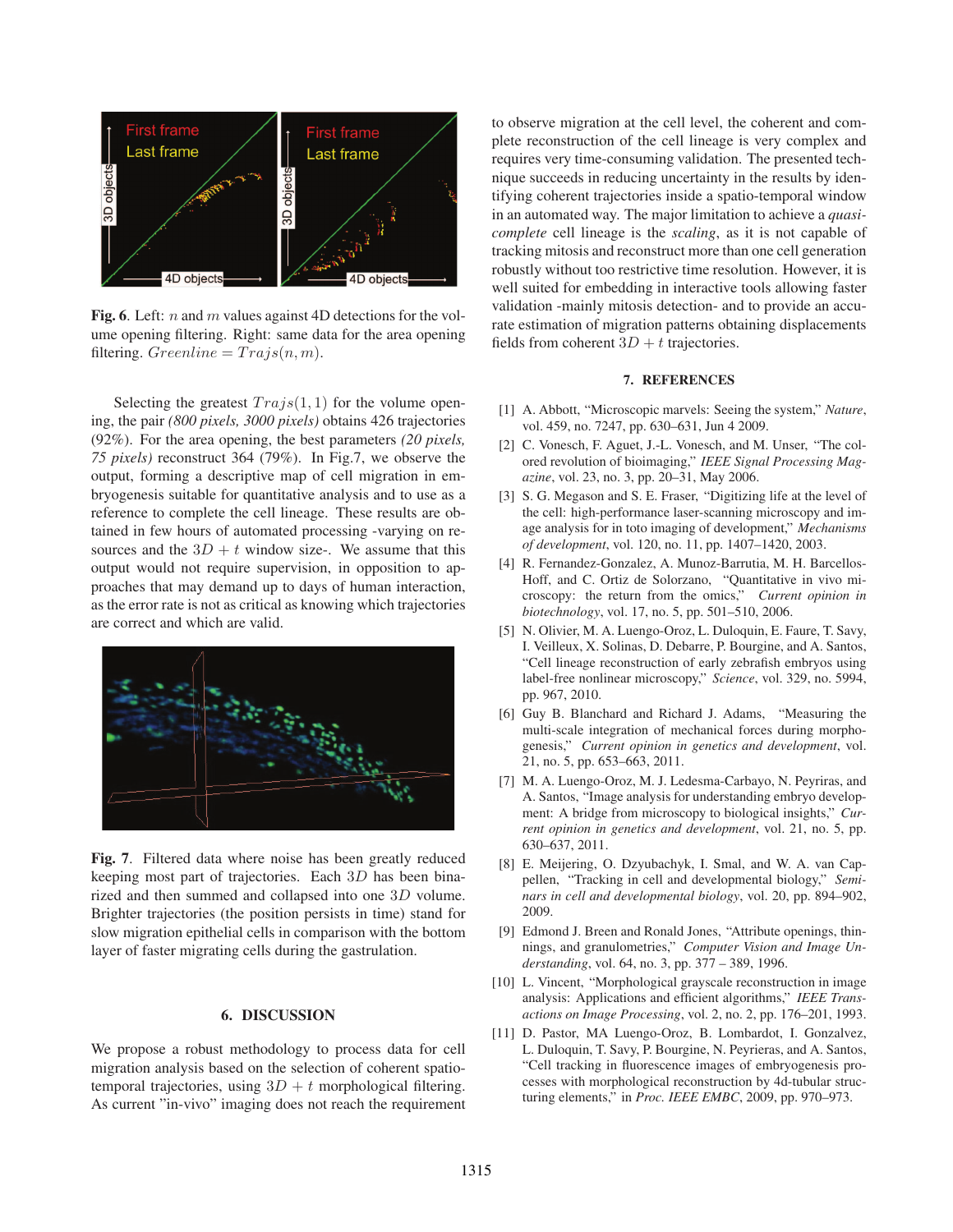First frame
Last frame
3D objects
4D objects

First frame
Last frame
3D objects
4D objects

**Fig. 6**. Left: $n$ and $m$ values against 4D detections for the volume opening filtering. Right: same data for the area opening filtering. $Greenline = Trajs(n, m)$.

Selecting the greatest $Trajs(1, 1)$ for the volume opening, the pair *(800 pixels, 3000 pixels)* obtains 426 trajectories (92%). For the area opening, the best parameters *(20 pixels, 75 pixels)* reconstruct 364 (79%). In Fig.7, we observe the output, forming a descriptive map of cell migration in embryogenesis suitable for quantitative analysis and to use as a reference to complete the cell lineage. These results are obtained in few hours of automated processing -varying on resources and the $3D + t$ window size-. We assume that this output would not require supervision, in opposition to approaches that may demand up to days of human interaction, as the error rate is not as critical as knowing which trajectories are correct and which are valid.

**Fig. 7**. Filtered data where noise has been greatly reduced keeping most part of trajectories. Each $3D$ has been binarized and then summed and collapsed into one $3D$ volume. Brighter trajectories (the position persists in time) stand for slow migration epithelial cells in comparison with the bottom layer of faster migrating cells during the gastrulation.

## 6. DISCUSSION

We propose a robust methodology to process data for cell migration analysis based on the selection of coherent spatio-temporal trajectories, using $3D + t$ morphological filtering. As current "in-vivo" imaging does not reach the requirement to observe migration at the cell level, the coherent and complete reconstruction of the cell lineage is very complex and requires very time-consuming validation. The presented technique succeeds in reducing uncertainty in the results by identifying coherent trajectories inside a spatio-temporal window in an automated way. The major limitation to achieve a *quasi-complete* cell lineage is the *scaling*, as it is not capable of tracking mitosis and reconstruct more than one cell generation robustly without too restrictive time resolution. However, it is well suited for embedding in interactive tools allowing faster validation -mainly mitosis detection- and to provide an accurate estimation of migration patterns obtaining displacements fields from coherent $3D + t$ trajectories.

## 7. REFERENCES

[1] A. Abbott, "Microscopic marvels: Seeing the system," *Nature*, vol. 459, no. 7247, pp. 630–631, Jun 4 2009.

[2] C. Vonesch, F. Aguet, J.-L. Vonesch, and M. Unser, "The colored revolution of bioimaging," *IEEE Signal Processing Magazine*, vol. 23, no. 3, pp. 20–31, May 2006.

[3] S. G. Megason and S. E. Fraser, "Digitizing life at the level of the cell: high-performance laser-scanning microscopy and image analysis for in toto imaging of development," *Mechanisms of development*, vol. 120, no. 11, pp. 1407–1420, 2003.

[4] R. Fernandez-Gonzalez, A. Munoz-Barrutia, M. H. Barcellos-Hoff, and C. Ortiz de Solorzano, "Quantitative in vivo microscopy: the return from the omics," *Current opinion in biotechnology*, vol. 17, no. 5, pp. 501–510, 2006.

[5] N. Olivier, M. A. Luengo-Oroz, L. Duloquin, E. Faure, T. Savy, I. Veilleux, X. Solinas, D. Debarre, P. Bourgine, and A. Santos, "Cell lineage reconstruction of early zebrafish embryos using label-free nonlinear microscopy," *Science*, vol. 329, no. 5994, pp. 967, 2010.

[6] Guy B. Blanchard and Richard J. Adams, "Measuring the multi-scale integration of mechanical forces during morphogenesis," *Current opinion in genetics and development*, vol. 21, no. 5, pp. 653–663, 2011.

[7] M. A. Luengo-Oroz, M. J. Ledesma-Carbayo, N. Peyriras, and A. Santos, "Image analysis for understanding embryo development: A bridge from microscopy to biological insights," *Current opinion in genetics and development*, vol. 21, no. 5, pp. 630–637, 2011.

[8] E. Meijering, O. Dzyubachyk, I. Smal, and W. A. van Cappellen, "Tracking in cell and developmental biology," *Seminars in cell and developmental biology*, vol. 20, pp. 894–902, 2009.

[9] Edmond J. Breen and Ronald Jones, "Attribute openings, thinnings, and granulometries," *Computer Vision and Image Understanding*, vol. 64, no. 3, pp. 377 – 389, 1996.

[10] L. Vincent, "Morphological grayscale reconstruction in image analysis: Applications and efficient algorithms," *IEEE Transactions on Image Processing*, vol. 2, no. 2, pp. 176–201, 1993.

[11] D. Pastor, MA Luengo-Oroz, B. Lombardot, I. Gonzalvez, L. Duloquin, T. Savy, P. Bourgine, N. Peyrieras, and A. Santos, "Cell tracking in fluorescence images of embryogenesis processes with morphological reconstruction by 4d-tubular structuring elements," in *Proc. IEEE EMBC*, 2009, pp. 970–973.